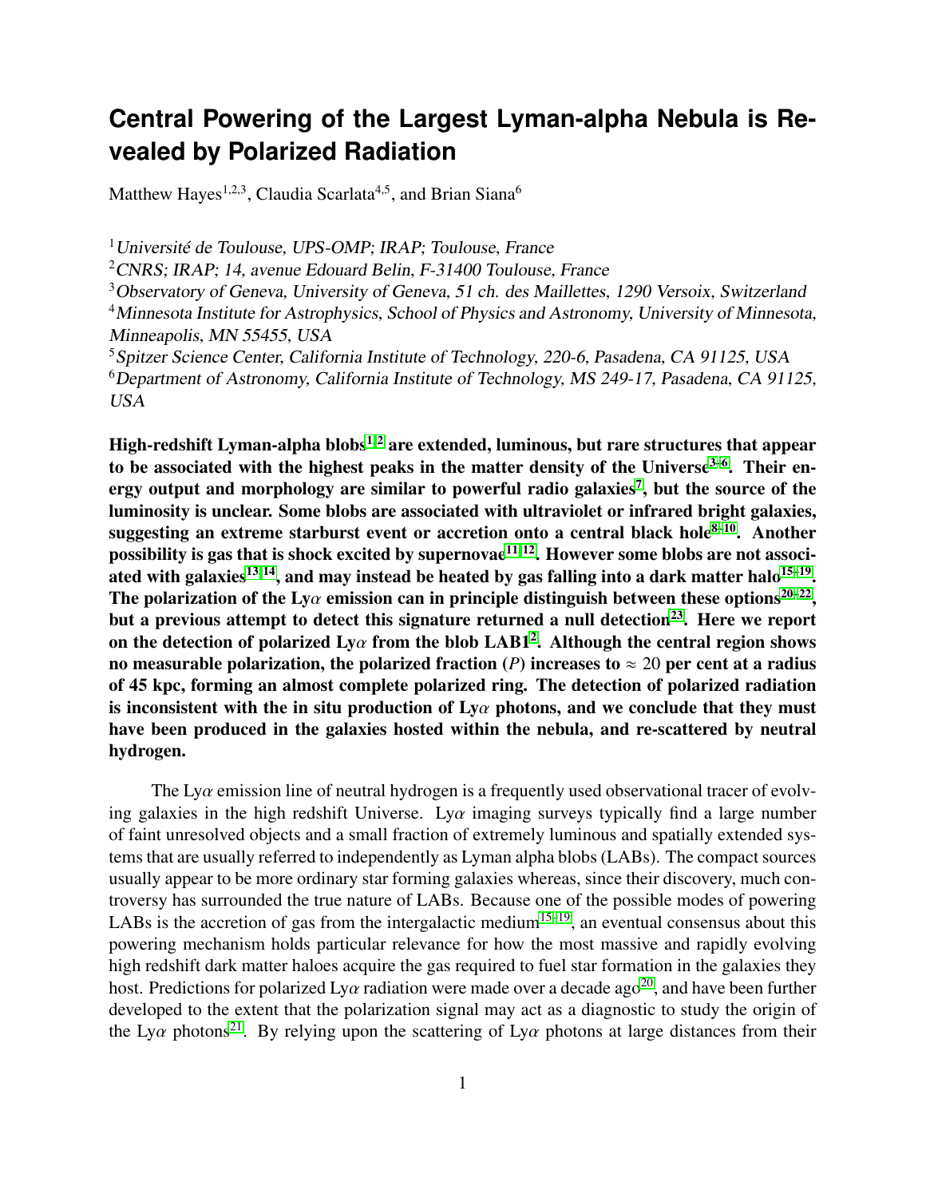# Central Powering of the Largest Lyman-alpha Nebula is Revealed by Polarized Radiation

Matthew Hayes[1,2,3], Claudia Scarlata[4,5], and Brian Siana[6]

[1] *Université de Toulouse, UPS-OMP; IRAP; Toulouse, France*
[2] *CNRS; IRAP; 14, avenue Edouard Belin, F-31400 Toulouse, France*
[3] *Observatory of Geneva, University of Geneva, 51 ch. des Maillettes, 1290 Versoix, Switzerland*
[4] *Minnesota Institute for Astrophysics, School of Physics and Astronomy, University of Minnesota, Minneapolis, MN 55455, USA*
[5] *Spitzer Science Center, California Institute of Technology, 220-6, Pasadena, CA 91125, USA*
[6] *Department of Astronomy, California Institute of Technology, MS 249-17, Pasadena, CA 91125, USA*

**High-redshift Lyman-alpha blobs[1,2] are extended, luminous, but rare structures that appear to be associated with the highest peaks in the matter density of the Universe[3–6]. Their energy output and morphology are similar to powerful radio galaxies[7], but the source of the luminosity is unclear. Some blobs are associated with ultraviolet or infrared bright galaxies, suggesting an extreme starburst event or accretion onto a central black hole[8–10]. Another possibility is gas that is shock excited by supernovae[11,12]. However some blobs are not associated with galaxies[13,14], and may instead be heated by gas falling into a dark matter halo[15–19]. The polarization of the Ly$\alpha$ emission can in principle distinguish between these options[20–22], but a previous attempt to detect this signature returned a null detection[23]. Here we report on the detection of polarized Ly$\alpha$ from the blob LAB1[2]. Although the central region shows no measurable polarization, the polarized fraction ($P$) increases to $\approx 20$ per cent at a radius of 45 kpc, forming an almost complete polarized ring. The detection of polarized radiation is inconsistent with the in situ production of Ly$\alpha$ photons, and we conclude that they must have been produced in the galaxies hosted within the nebula, and re-scattered by neutral hydrogen.**

The Ly$\alpha$ emission line of neutral hydrogen is a frequently used observational tracer of evolving galaxies in the high redshift Universe. Ly$\alpha$ imaging surveys typically find a large number of faint unresolved objects and a small fraction of extremely luminous and spatially extended systems that are usually referred to independently as Lyman alpha blobs (LABs). The compact sources usually appear to be more ordinary star forming galaxies whereas, since their discovery, much controversy has surrounded the true nature of LABs. Because one of the possible modes of powering LABs is the accretion of gas from the intergalactic medium[15–19], an eventual consensus about this powering mechanism holds particular relevance for how the most massive and rapidly evolving high redshift dark matter haloes acquire the gas required to fuel star formation in the galaxies they host. Predictions for polarized Ly$\alpha$ radiation were made over a decade ago[20], and have been further developed to the extent that the polarization signal may act as a diagnostic to study the origin of the Ly$\alpha$ photons[21]. By relying upon the scattering of Ly$\alpha$ photons at large distances from their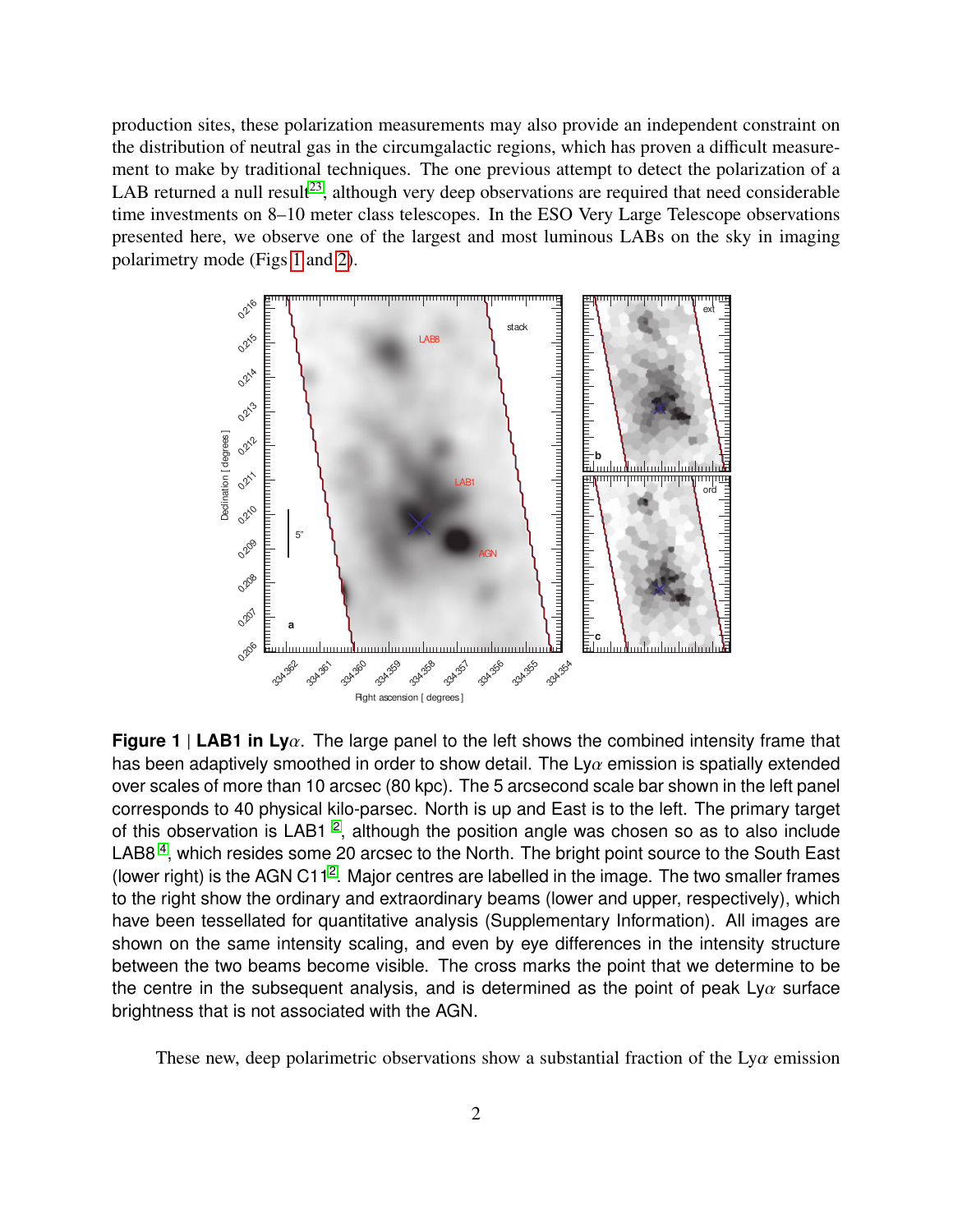production sites, these polarization measurements may also provide an independent constraint on the distribution of neutral gas in the circumgalactic regions, which has proven a difficult measurement to make by traditional techniques. The one previous attempt to detect the polarization of a LAB returned a null result[23], although very deep observations are required that need considerable time investments on 8–10 meter class telescopes. In the ESO Very Large Telescope observations presented here, we observe one of the largest and most luminous LABs on the sky in imaging polarimetry mode (Figs 1 and 2).

0.216
0.215
0.214
0.213
0.212
0.211
0.210
0.209
0.208
0.207
0.206
Declination [ degrees ]
334.362
334.361
334.360
334.359
334.358
334.357
334.356
334.355
334.354
Right ascension [ degrees ]
stack
LAB8
LAB1
AGN
5"
a
ext
b
ord
c

**Figure 1** | **LAB1 in Ly$\alpha$.** The large panel to the left shows the combined intensity frame that has been adaptively smoothed in order to show detail. The Ly$\alpha$ emission is spatially extended over scales of more than 10 arcsec (80 kpc). The 5 arcsecond scale bar shown in the left panel corresponds to 40 physical kilo-parsec. North is up and East is to the left. The primary target of this observation is LAB1 [2], although the position angle was chosen so as to also include LAB8 [4], which resides some 20 arcsec to the North. The bright point source to the South East (lower right) is the AGN C11[2]. Major centres are labelled in the image. The two smaller frames to the right show the ordinary and extraordinary beams (lower and upper, respectively), which have been tessellated for quantitative analysis (Supplementary Information). All images are shown on the same intensity scaling, and even by eye differences in the intensity structure between the two beams become visible. The cross marks the point that we determine to be the centre in the subsequent analysis, and is determined as the point of peak Ly$\alpha$ surface brightness that is not associated with the AGN.

These new, deep polarimetric observations show a substantial fraction of the Ly$\alpha$ emission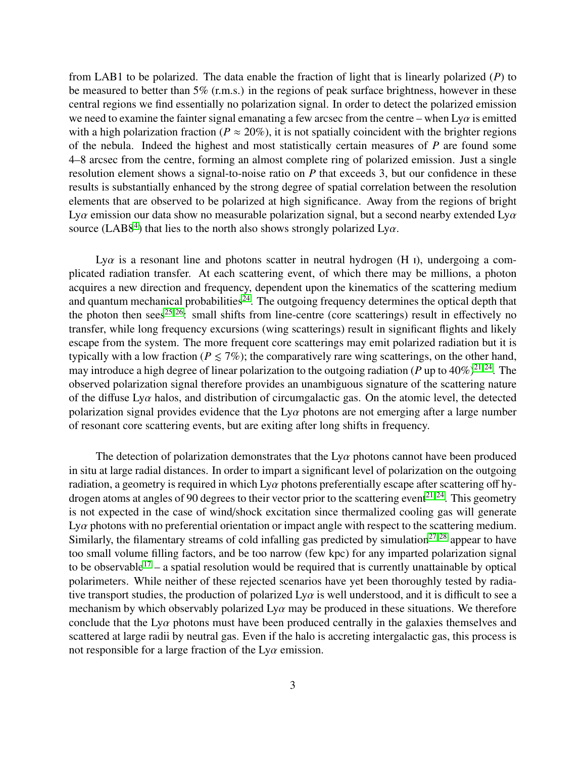from LAB1 to be polarized. The data enable the fraction of light that is linearly polarized ($P$) to be measured to better than 5% (r.m.s.) in the regions of peak surface brightness, however in these central regions we find essentially no polarization signal. In order to detect the polarized emission we need to examine the fainter signal emanating a few arcsec from the centre – when Ly$\alpha$ is emitted with a high polarization fraction ($P \approx 20\%$), it is not spatially coincident with the brighter regions of the nebula. Indeed the highest and most statistically certain measures of $P$ are found some 4–8 arcsec from the centre, forming an almost complete ring of polarized emission. Just a single resolution element shows a signal-to-noise ratio on $P$ that exceeds 3, but our confidence in these results is substantially enhanced by the strong degree of spatial correlation between the resolution elements that are observed to be polarized at high significance. Away from the regions of bright Ly$\alpha$ emission our data show no measurable polarization signal, but a second nearby extended Ly$\alpha$ source (LAB8[4]) that lies to the north also shows strongly polarized Ly$\alpha$.

Ly$\alpha$ is a resonant line and photons scatter in neutral hydrogen (H I), undergoing a complicated radiation transfer. At each scattering event, of which there may be millions, a photon acquires a new direction and frequency, dependent upon the kinematics of the scattering medium and quantum mechanical probabilities[24]. The outgoing frequency determines the optical depth that the photon then sees[25,26]: small shifts from line-centre (core scatterings) result in effectively no transfer, while long frequency excursions (wing scatterings) result in significant flights and likely escape from the system. The more frequent core scatterings may emit polarized radiation but it is typically with a low fraction ($P \lesssim 7\%$); the comparatively rare wing scatterings, on the other hand, may introduce a high degree of linear polarization to the outgoing radiation ($P$ up to 40%)[21,24]. The observed polarization signal therefore provides an unambiguous signature of the scattering nature of the diffuse Ly$\alpha$ halos, and distribution of circumgalactic gas. On the atomic level, the detected polarization signal provides evidence that the Ly$\alpha$ photons are not emerging after a large number of resonant core scattering events, but are exiting after long shifts in frequency.

The detection of polarization demonstrates that the Ly$\alpha$ photons cannot have been produced in situ at large radial distances. In order to impart a significant level of polarization on the outgoing radiation, a geometry is required in which Ly$\alpha$ photons preferentially escape after scattering off hydrogen atoms at angles of 90 degrees to their vector prior to the scattering event[21,24]. This geometry is not expected in the case of wind/shock excitation since thermalized cooling gas will generate Ly$\alpha$ photons with no preferential orientation or impact angle with respect to the scattering medium. Similarly, the filamentary streams of cold infalling gas predicted by simulation[27,28] appear to have too small volume filling factors, and be too narrow (few kpc) for any imparted polarization signal to be observable[17] – a spatial resolution would be required that is currently unattainable by optical polarimeters. While neither of these rejected scenarios have yet been thoroughly tested by radiative transport studies, the production of polarized Ly$\alpha$ is well understood, and it is difficult to see a mechanism by which observably polarized Ly$\alpha$ may be produced in these situations. We therefore conclude that the Ly$\alpha$ photons must have been produced centrally in the galaxies themselves and scattered at large radii by neutral gas. Even if the halo is accreting intergalactic gas, this process is not responsible for a large fraction of the Ly$\alpha$ emission.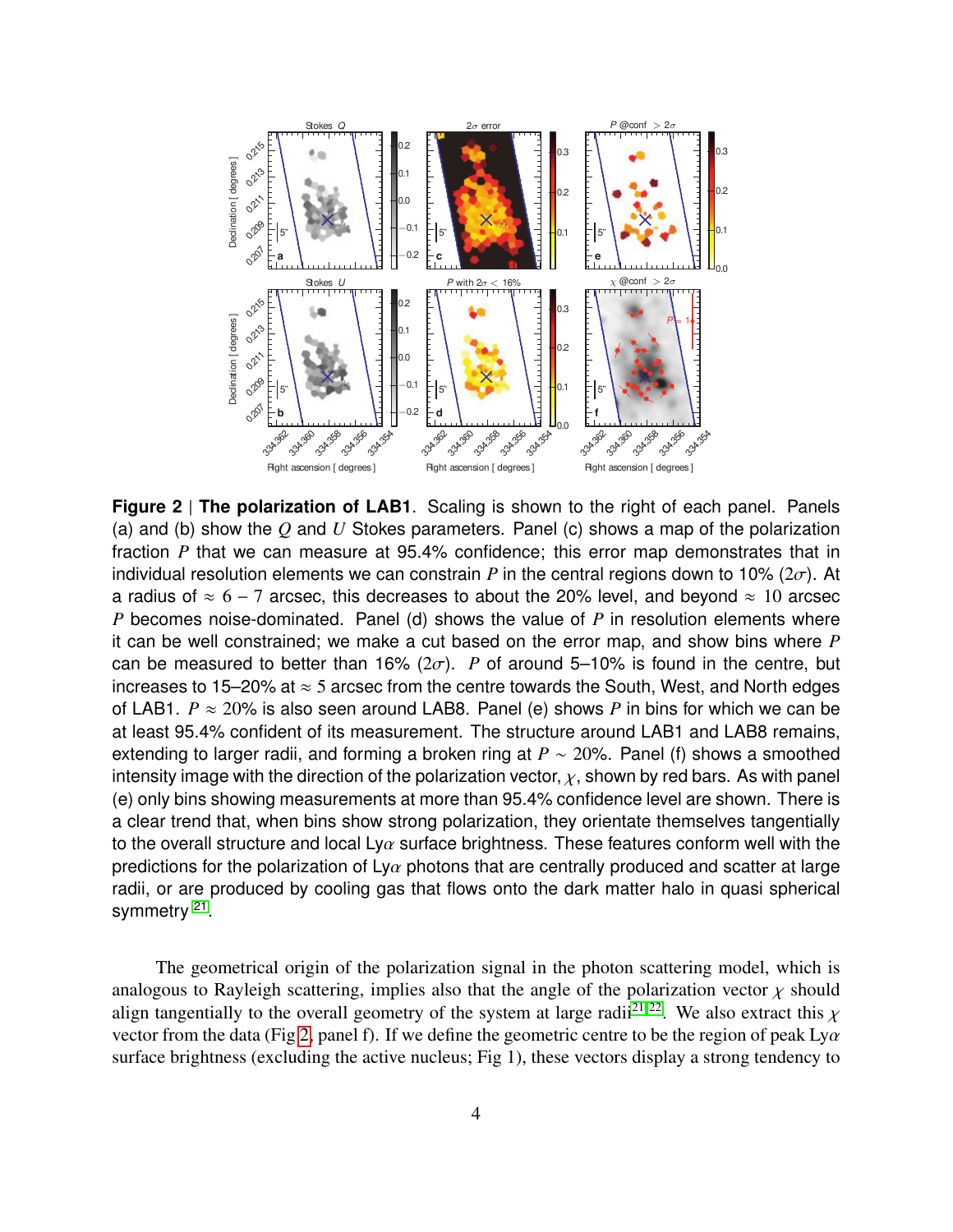Stokes $Q$

$2\sigma$ error

$P$ @conf $> 2\sigma$

Stokes $U$

$P$ with $2\sigma < 16\%$

$\chi$ @conf $> 2\sigma$

Declination [ degrees ]

Right ascension [ degrees ]

**Figure 2** | **The polarization of LAB1**. Scaling is shown to the right of each panel. Panels (a) and (b) show the $Q$ and $U$ Stokes parameters. Panel (c) shows a map of the polarization fraction $P$ that we can measure at 95.4% confidence; this error map demonstrates that in individual resolution elements we can constrain $P$ in the central regions down to 10% ($2\sigma$). At a radius of $\approx 6-7$ arcsec, this decreases to about the 20% level, and beyond $\approx 10$ arcsec $P$ becomes noise-dominated. Panel (d) shows the value of $P$ in resolution elements where it can be well constrained; we make a cut based on the error map, and show bins where $P$ can be measured to better than 16% ($2\sigma$). $P$ of around 5–10% is found in the centre, but increases to 15–20% at $\approx 5$ arcsec from the centre towards the South, West, and North edges of LAB1. $P \approx 20\%$ is also seen around LAB8. Panel (e) shows $P$ in bins for which we can be at least 95.4% confident of its measurement. The structure around LAB1 and LAB8 remains, extending to larger radii, and forming a broken ring at $P \sim 20\%$. Panel (f) shows a smoothed intensity image with the direction of the polarization vector, $\chi$, shown by red bars. As with panel (e) only bins showing measurements at more than 95.4% confidence level are shown. There is a clear trend that, when bins show strong polarization, they orientate themselves tangentially to the overall structure and local Ly$\alpha$ surface brightness. These features conform well with the predictions for the polarization of Ly$\alpha$ photons that are centrally produced and scatter at large radii, or are produced by cooling gas that flows onto the dark matter halo in quasi spherical symmetry [21].

The geometrical origin of the polarization signal in the photon scattering model, which is analogous to Rayleigh scattering, implies also that the angle of the polarization vector $\chi$ should align tangentially to the overall geometry of the system at large radii[21,22]. We also extract this $\chi$ vector from the data (Fig 2, panel f). If we define the geometric centre to be the region of peak Ly$\alpha$ surface brightness (excluding the active nucleus; Fig 1), these vectors display a strong tendency to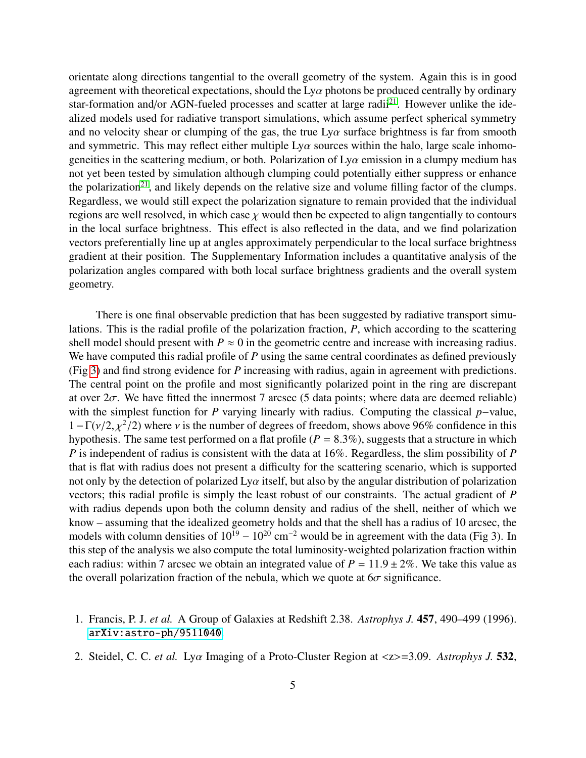orientate along directions tangential to the overall geometry of the system. Again this is in good agreement with theoretical expectations, should the Ly$\alpha$ photons be produced centrally by ordinary star-formation and/or AGN-fueled processes and scatter at large radii[21]. However unlike the idealized models used for radiative transport simulations, which assume perfect spherical symmetry and no velocity shear or clumping of the gas, the true Ly$\alpha$ surface brightness is far from smooth and symmetric. This may reflect either multiple Ly$\alpha$ sources within the halo, large scale inhomogeneities in the scattering medium, or both. Polarization of Ly$\alpha$ emission in a clumpy medium has not yet been tested by simulation although clumping could potentially either suppress or enhance the polarization[21], and likely depends on the relative size and volume filling factor of the clumps. Regardless, we would still expect the polarization signature to remain provided that the individual regions are well resolved, in which case $\chi$ would then be expected to align tangentially to contours in the local surface brightness. This effect is also reflected in the data, and we find polarization vectors preferentially line up at angles approximately perpendicular to the local surface brightness gradient at their position. The Supplementary Information includes a quantitative analysis of the polarization angles compared with both local surface brightness gradients and the overall system geometry.

There is one final observable prediction that has been suggested by radiative transport simulations. This is the radial profile of the polarization fraction, $P$, which according to the scattering shell model should present with $P \approx 0$ in the geometric centre and increase with increasing radius. We have computed this radial profile of $P$ using the same central coordinates as defined previously (Fig 3) and find strong evidence for $P$ increasing with radius, again in agreement with predictions. The central point on the profile and most significantly polarized point in the ring are discrepant at over $2\sigma$. We have fitted the innermost 7 arcsec (5 data points; where data are deemed reliable) with the simplest function for $P$ varying linearly with radius. Computing the classical $p$−value, $1 - \Gamma(\nu/2, \chi^2/2)$ where $\nu$ is the number of degrees of freedom, shows above 96% confidence in this hypothesis. The same test performed on a flat profile ($P = 8.3\%$), suggests that a structure in which $P$ is independent of radius is consistent with the data at 16%. Regardless, the slim possibility of $P$ that is flat with radius does not present a difficulty for the scattering scenario, which is supported not only by the detection of polarized Ly$\alpha$ itself, but also by the angular distribution of polarization vectors; this radial profile is simply the least robust of our constraints. The actual gradient of $P$ with radius depends upon both the column density and radius of the shell, neither of which we know – assuming that the idealized geometry holds and that the shell has a radius of 10 arcsec, the models with column densities of $10^{19} - 10^{20}$ cm$^{-2}$ would be in agreement with the data (Fig 3). In this step of the analysis we also compute the total luminosity-weighted polarization fraction within each radius: within 7 arcsec we obtain an integrated value of $P = 11.9 \pm 2\%$. We take this value as the overall polarization fraction of the nebula, which we quote at $6\sigma$ significance.

1. Francis, P. J. *et al.* A Group of Galaxies at Redshift 2.38. *Astrophys J.* **457**, 490–499 (1996). arXiv:astro-ph/9511040.

2. Steidel, C. C. *et al.* Ly$\alpha$ Imaging of a Proto-Cluster Region at <z>=3.09. *Astrophys J.* **532**,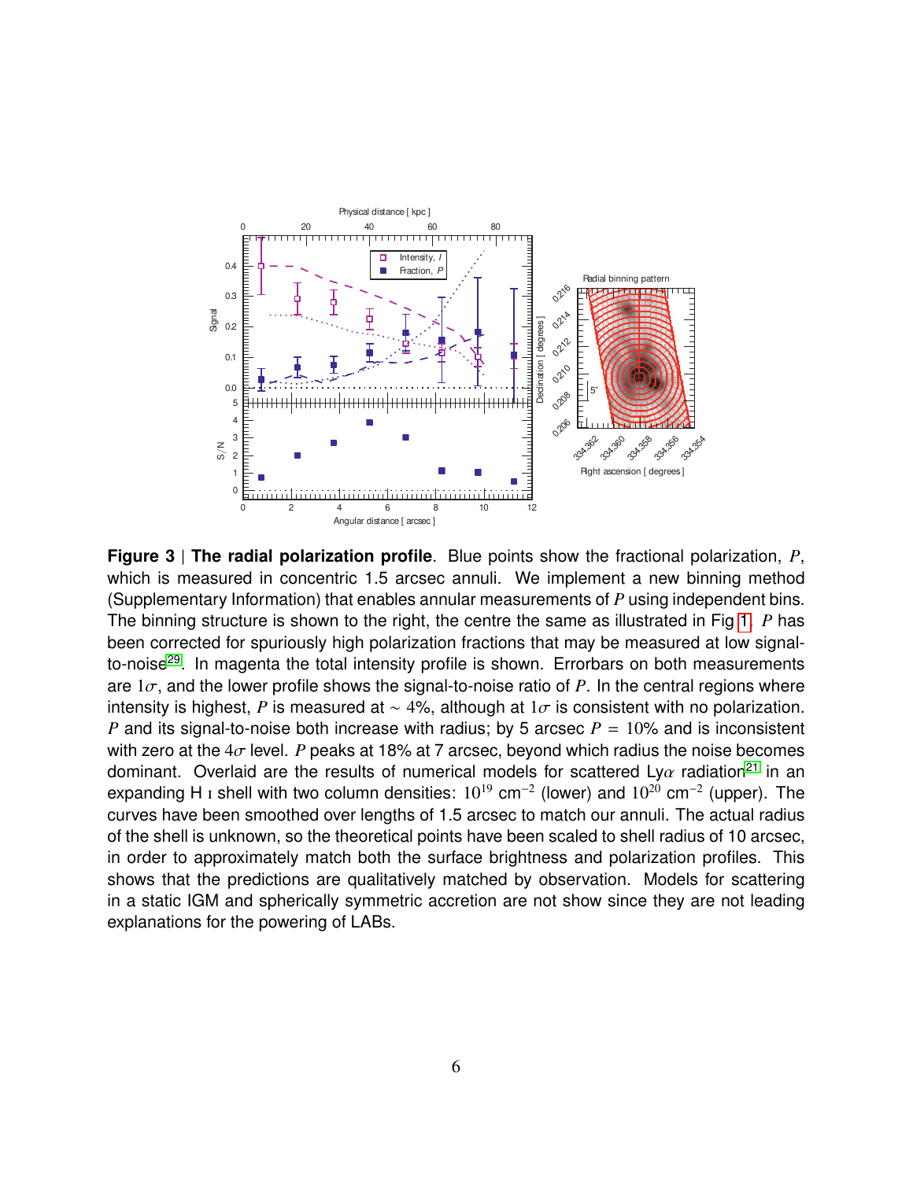Physical distance [ kpc ]

0 20 40 60 80

Intensity, $I$

Fraction, $P$

Signal

0.4 0.3 0.2 0.1 0.0

S / N

5 4 3 2 1 0

0 2 4 6 8 10 12

Angular distance [ arcsec ]

Radial binning pattern

Declination [ degrees ]

0.216 0.214 0.212 0.210 0.208 0.206

5"

334.362 334.360 334.358 334.356 334.354

Right ascension [ degrees ]

**Figure 3 | The radial polarization profile**. Blue points show the fractional polarization, $P$, which is measured in concentric 1.5 arcsec annuli. We implement a new binning method (Supplementary Information) that enables annular measurements of $P$ using independent bins. The binning structure is shown to the right, the centre the same as illustrated in Fig 1. $P$ has been corrected for spuriously high polarization fractions that may be measured at low signal-to-noise[29]. In magenta the total intensity profile is shown. Errorbars on both measurements are $1\sigma$, and the lower profile shows the signal-to-noise ratio of $P$. In the central regions where intensity is highest, $P$ is measured at $\sim 4\%$, although at $1\sigma$ is consistent with no polarization. $P$ and its signal-to-noise both increase with radius; by 5 arcsec $P = 10\%$ and is inconsistent with zero at the $4\sigma$ level. $P$ peaks at 18% at 7 arcsec, beyond which radius the noise becomes dominant. Overlaid are the results of numerical models for scattered Ly$\alpha$ radiation[21] in an expanding H I shell with two column densities: $10^{19}$ cm$^{-2}$ (lower) and $10^{20}$ cm$^{-2}$ (upper). The curves have been smoothed over lengths of 1.5 arcsec to match our annuli. The actual radius of the shell is unknown, so the theoretical points have been scaled to shell radius of 10 arcsec, in order to approximately match both the surface brightness and polarization profiles. This shows that the predictions are qualitatively matched by observation. Models for scattering in a static IGM and spherically symmetric accretion are not show since they are not leading explanations for the powering of LABs.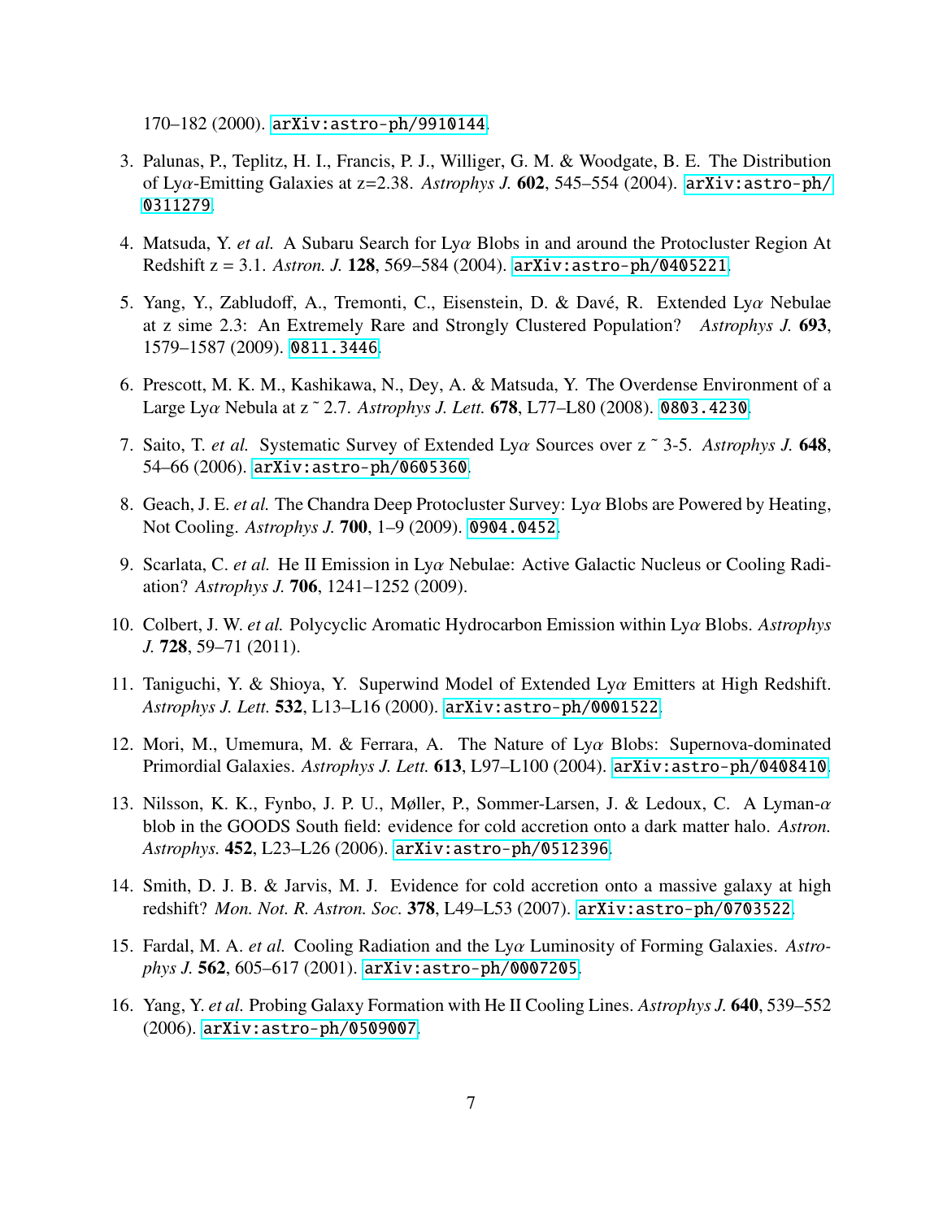170–182 (2000). arXiv:astro-ph/9910144.

3. Palunas, P., Teplitz, H. I., Francis, P. J., Williger, G. M. & Woodgate, B. E. The Distribution of Ly$\alpha$-Emitting Galaxies at z=2.38. *Astrophys J.* **602**, 545–554 (2004). arXiv:astro-ph/0311279.

4. Matsuda, Y. *et al.* A Subaru Search for Ly$\alpha$ Blobs in and around the Protocluster Region At Redshift z = 3.1. *Astron. J.* **128**, 569–584 (2004). arXiv:astro-ph/0405221.

5. Yang, Y., Zabludoff, A., Tremonti, C., Eisenstein, D. & Davé, R. Extended Ly$\alpha$ Nebulae at z sime 2.3: An Extremely Rare and Strongly Clustered Population? *Astrophys J.* **693**, 1579–1587 (2009). 0811.3446.

6. Prescott, M. K. M., Kashikawa, N., Dey, A. & Matsuda, Y. The Overdense Environment of a Large Ly$\alpha$ Nebula at z ˜ 2.7. *Astrophys J. Lett.* **678**, L77–L80 (2008). 0803.4230.

7. Saito, T. *et al.* Systematic Survey of Extended Ly$\alpha$ Sources over z ˜ 3-5. *Astrophys J.* **648**, 54–66 (2006). arXiv:astro-ph/0605360.

8. Geach, J. E. *et al.* The Chandra Deep Protocluster Survey: Ly$\alpha$ Blobs are Powered by Heating, Not Cooling. *Astrophys J.* **700**, 1–9 (2009). 0904.0452.

9. Scarlata, C. *et al.* He II Emission in Ly$\alpha$ Nebulae: Active Galactic Nucleus or Cooling Radiation? *Astrophys J.* **706**, 1241–1252 (2009).

10. Colbert, J. W. *et al.* Polycyclic Aromatic Hydrocarbon Emission within Ly$\alpha$ Blobs. *Astrophys J.* **728**, 59–71 (2011).

11. Taniguchi, Y. & Shioya, Y. Superwind Model of Extended Ly$\alpha$ Emitters at High Redshift. *Astrophys J. Lett.* **532**, L13–L16 (2000). arXiv:astro-ph/0001522.

12. Mori, M., Umemura, M. & Ferrara, A. The Nature of Ly$\alpha$ Blobs: Supernova-dominated Primordial Galaxies. *Astrophys J. Lett.* **613**, L97–L100 (2004). arXiv:astro-ph/0408410.

13. Nilsson, K. K., Fynbo, J. P. U., Møller, P., Sommer-Larsen, J. & Ledoux, C. A Lyman-$\alpha$ blob in the GOODS South field: evidence for cold accretion onto a dark matter halo. *Astron. Astrophys.* **452**, L23–L26 (2006). arXiv:astro-ph/0512396.

14. Smith, D. J. B. & Jarvis, M. J. Evidence for cold accretion onto a massive galaxy at high redshift? *Mon. Not. R. Astron. Soc.* **378**, L49–L53 (2007). arXiv:astro-ph/0703522.

15. Fardal, M. A. *et al.* Cooling Radiation and the Ly$\alpha$ Luminosity of Forming Galaxies. *Astrophys J.* **562**, 605–617 (2001). arXiv:astro-ph/0007205.

16. Yang, Y. *et al.* Probing Galaxy Formation with He II Cooling Lines. *Astrophys J.* **640**, 539–552 (2006). arXiv:astro-ph/0509007.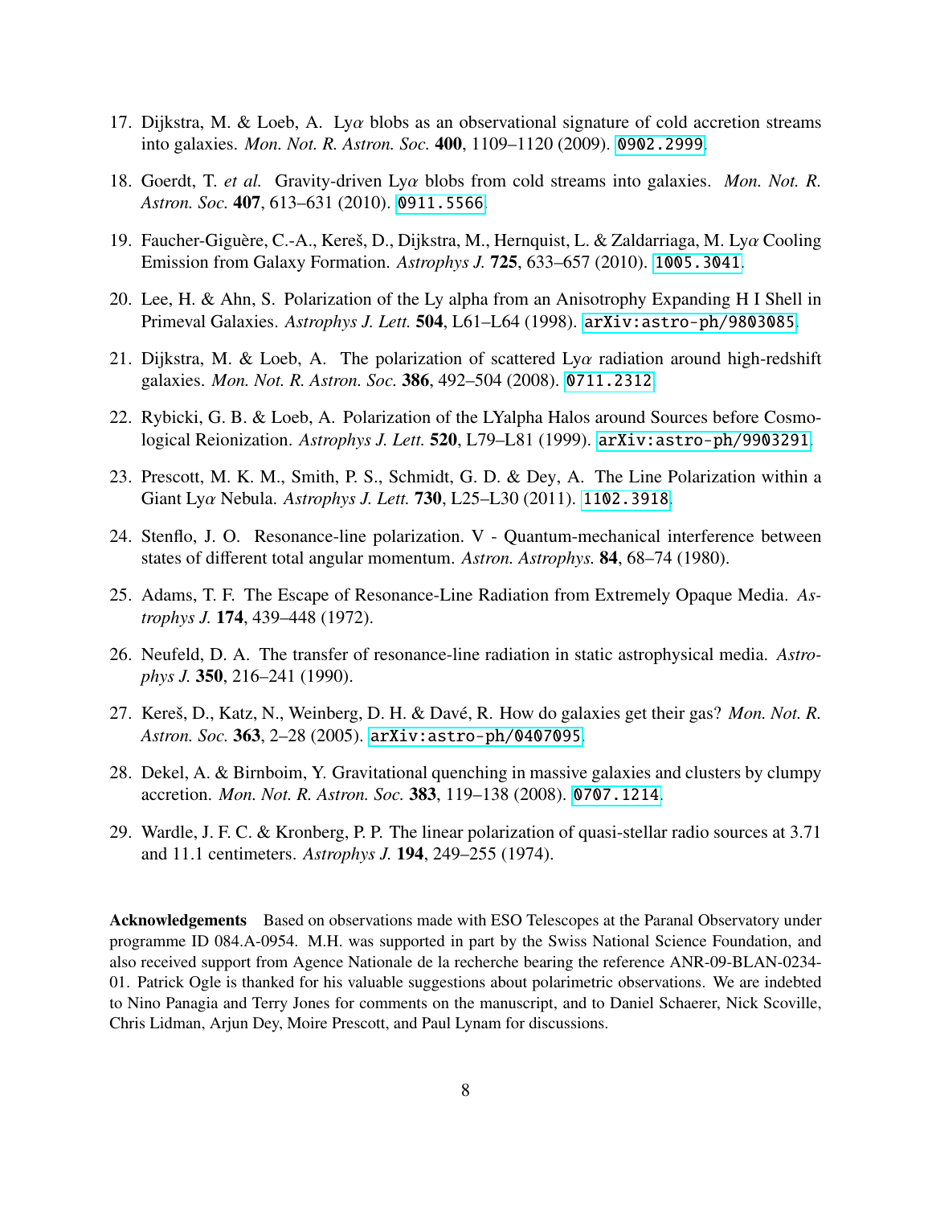17. Dijkstra, M. & Loeb, A. Ly$\alpha$ blobs as an observational signature of cold accretion streams into galaxies. *Mon. Not. R. Astron. Soc.* **400**, 1109–1120 (2009). 0902.2999.

18. Goerdt, T. *et al.* Gravity-driven Ly$\alpha$ blobs from cold streams into galaxies. *Mon. Not. R. Astron. Soc.* **407**, 613–631 (2010). 0911.5566.

19. Faucher-Giguère, C.-A., Kereš, D., Dijkstra, M., Hernquist, L. & Zaldarriaga, M. Ly$\alpha$ Cooling Emission from Galaxy Formation. *Astrophys J.* **725**, 633–657 (2010). 1005.3041.

20. Lee, H. & Ahn, S. Polarization of the Ly alpha from an Anisotrophy Expanding H I Shell in Primeval Galaxies. *Astrophys J. Lett.* **504**, L61–L64 (1998). arXiv:astro-ph/9803085.

21. Dijkstra, M. & Loeb, A. The polarization of scattered Ly$\alpha$ radiation around high-redshift galaxies. *Mon. Not. R. Astron. Soc.* **386**, 492–504 (2008). 0711.2312.

22. Rybicki, G. B. & Loeb, A. Polarization of the LYalpha Halos around Sources before Cosmological Reionization. *Astrophys J. Lett.* **520**, L79–L81 (1999). arXiv:astro-ph/9903291.

23. Prescott, M. K. M., Smith, P. S., Schmidt, G. D. & Dey, A. The Line Polarization within a Giant Ly$\alpha$ Nebula. *Astrophys J. Lett.* **730**, L25–L30 (2011). 1102.3918.

24. Stenflo, J. O. Resonance-line polarization. V - Quantum-mechanical interference between states of different total angular momentum. *Astron. Astrophys.* **84**, 68–74 (1980).

25. Adams, T. F. The Escape of Resonance-Line Radiation from Extremely Opaque Media. *Astrophys J.* **174**, 439–448 (1972).

26. Neufeld, D. A. The transfer of resonance-line radiation in static astrophysical media. *Astrophys J.* **350**, 216–241 (1990).

27. Kereš, D., Katz, N., Weinberg, D. H. & Davé, R. How do galaxies get their gas? *Mon. Not. R. Astron. Soc.* **363**, 2–28 (2005). arXiv:astro-ph/0407095.

28. Dekel, A. & Birnboim, Y. Gravitational quenching in massive galaxies and clusters by clumpy accretion. *Mon. Not. R. Astron. Soc.* **383**, 119–138 (2008). 0707.1214.

29. Wardle, J. F. C. & Kronberg, P. P. The linear polarization of quasi-stellar radio sources at 3.71 and 11.1 centimeters. *Astrophys J.* **194**, 249–255 (1974).

**Acknowledgements** Based on observations made with ESO Telescopes at the Paranal Observatory under programme ID 084.A-0954. M.H. was supported in part by the Swiss National Science Foundation, and also received support from Agence Nationale de la recherche bearing the reference ANR-09-BLAN-0234-01. Patrick Ogle is thanked for his valuable suggestions about polarimetric observations. We are indebted to Nino Panagia and Terry Jones for comments on the manuscript, and to Daniel Schaerer, Nick Scoville, Chris Lidman, Arjun Dey, Moire Prescott, and Paul Lynam for discussions.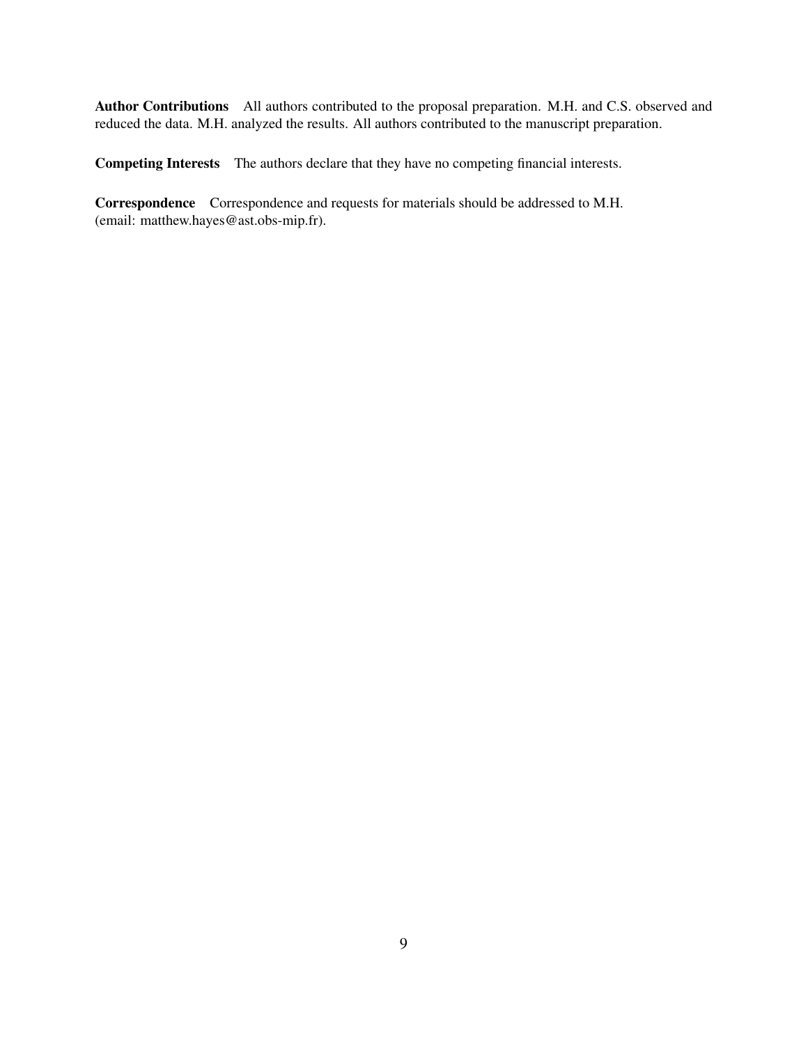**Author Contributions** All authors contributed to the proposal preparation. M.H. and C.S. observed and reduced the data. M.H. analyzed the results. All authors contributed to the manuscript preparation.

**Competing Interests** The authors declare that they have no competing financial interests.

**Correspondence** Correspondence and requests for materials should be addressed to M.H. (email: matthew.hayes@ast.obs-mip.fr).